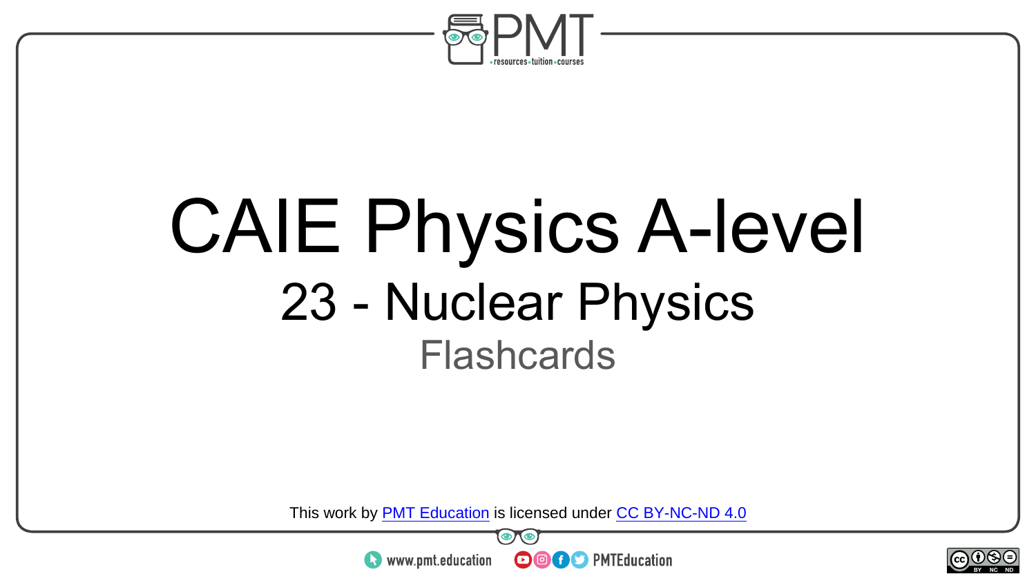# CAIE Physics A-level

## 23 - Nuclear Physics

### Flashcards

This work by PMT Education is licensed under CC BY-NC-ND 4.0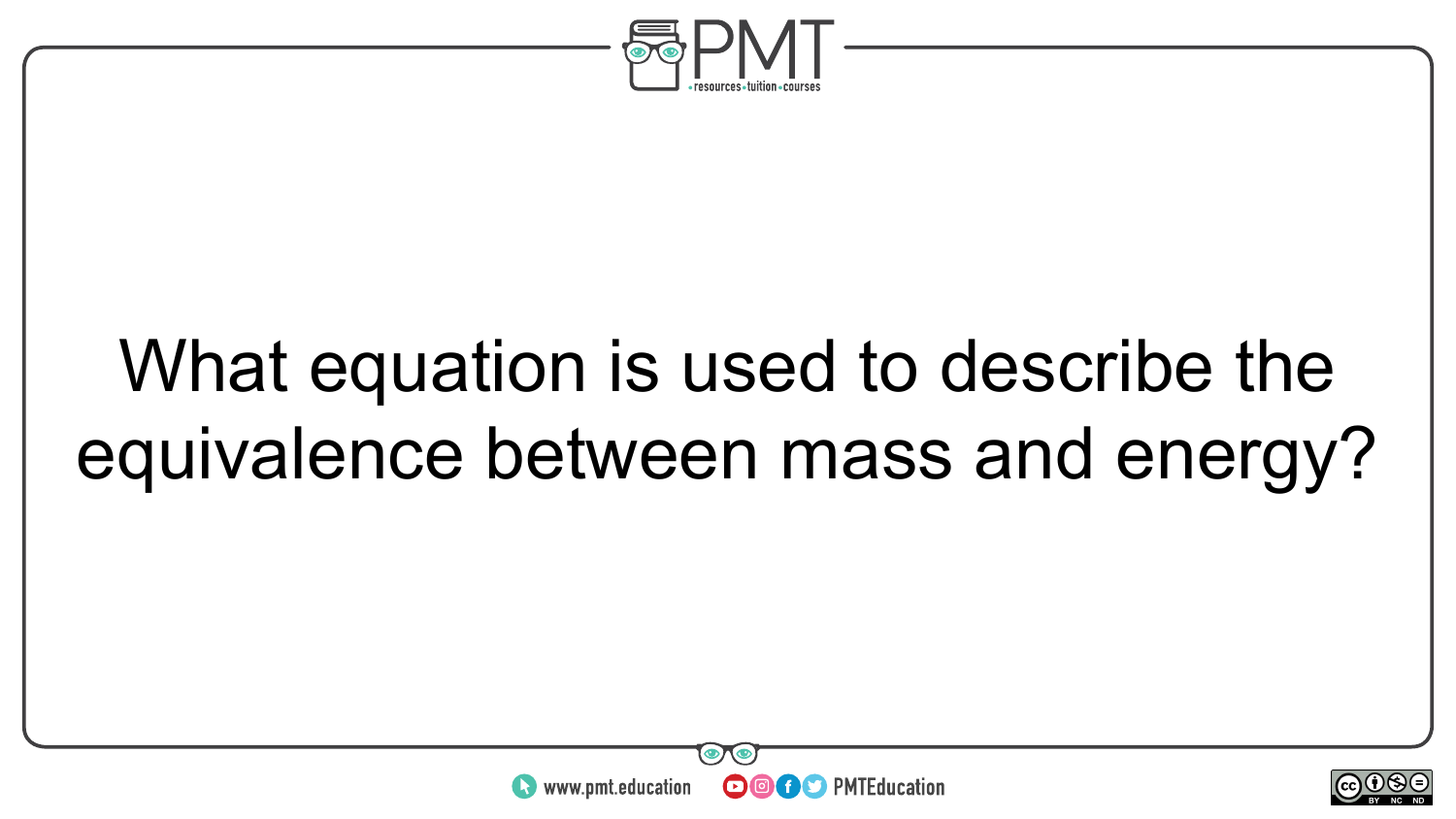What equation is used to describe the equivalence between mass and energy?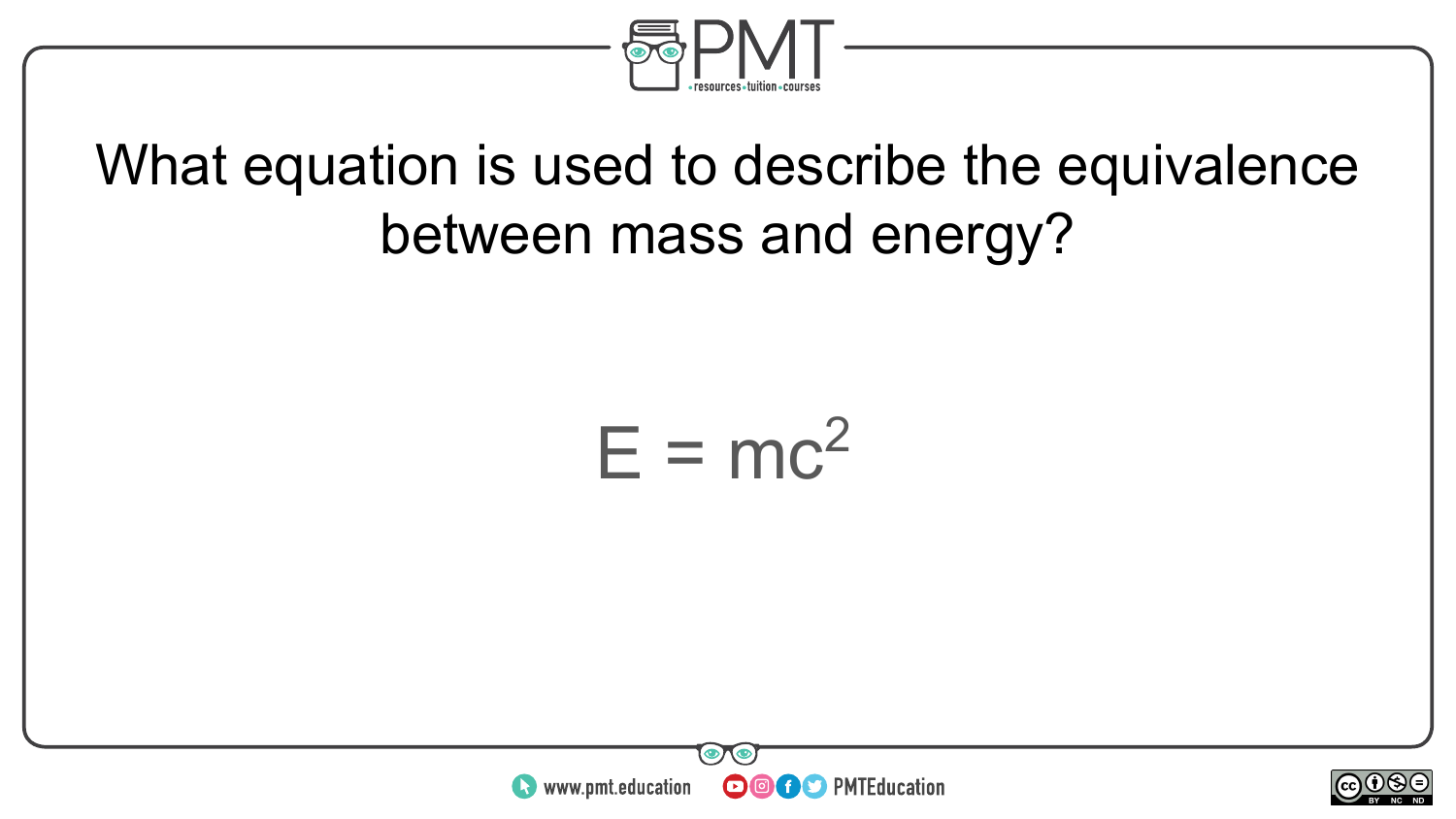What equation is used to describe the equivalence between mass and energy?

$$E = mc^2$$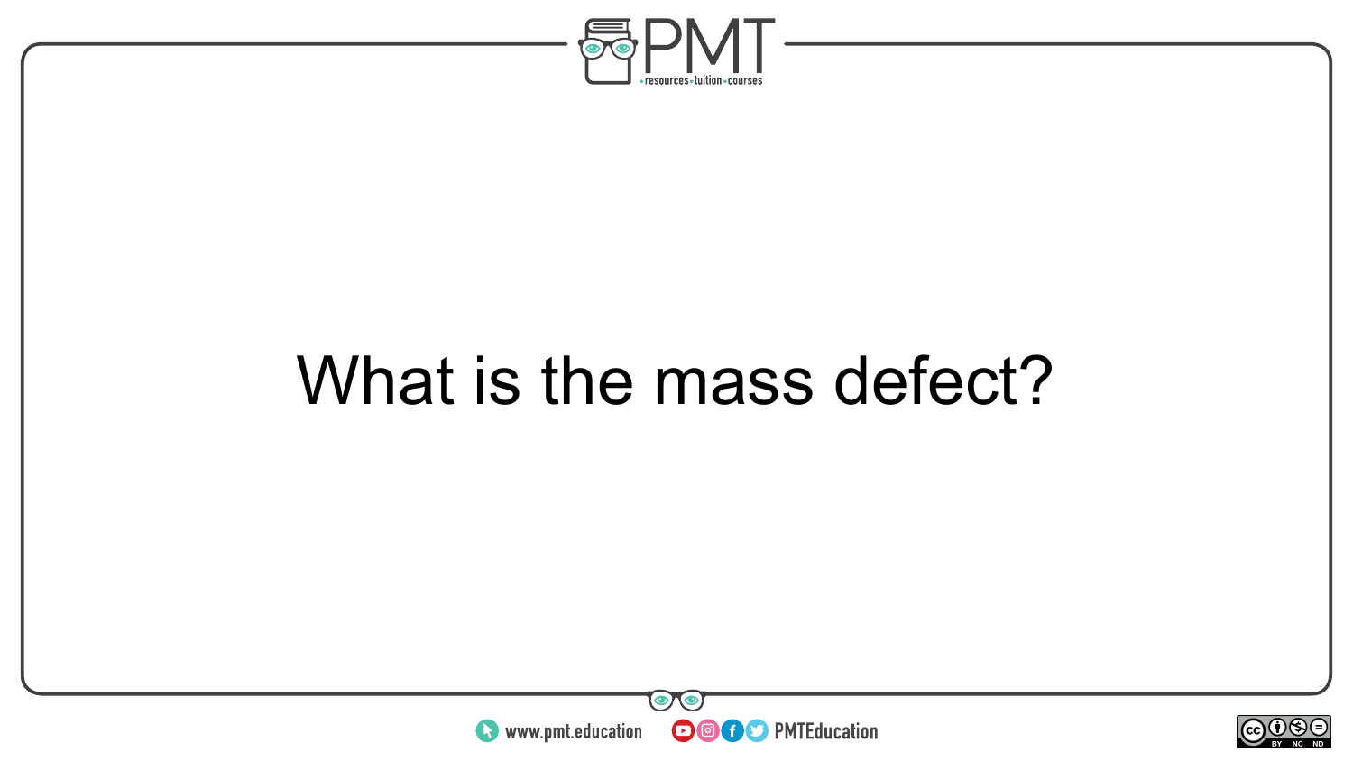What is the mass defect?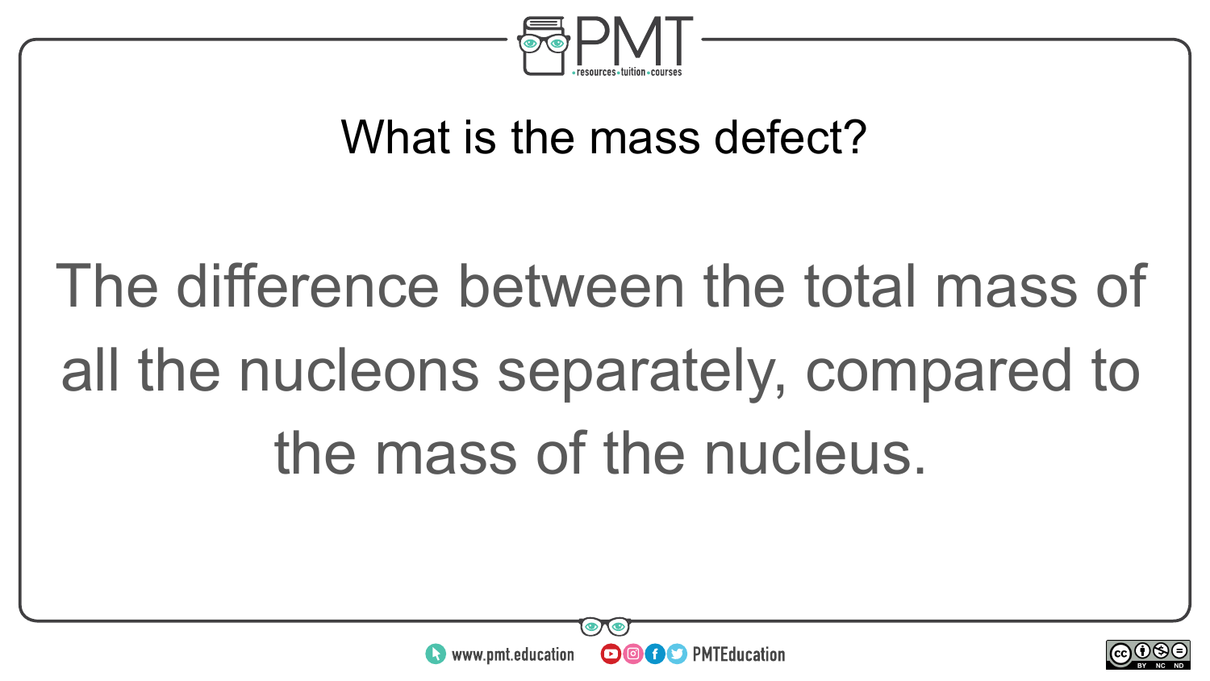## What is the mass defect?

The difference between the total mass of all the nucleons separately, compared to the mass of the nucleus.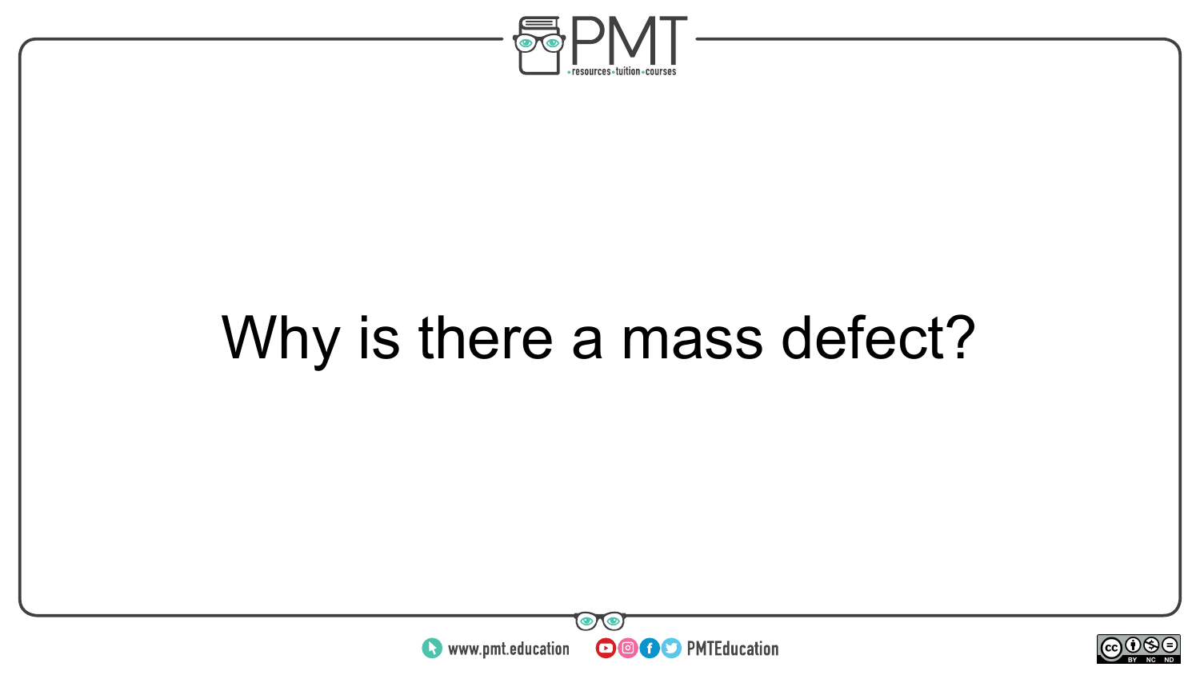Why is there a mass defect?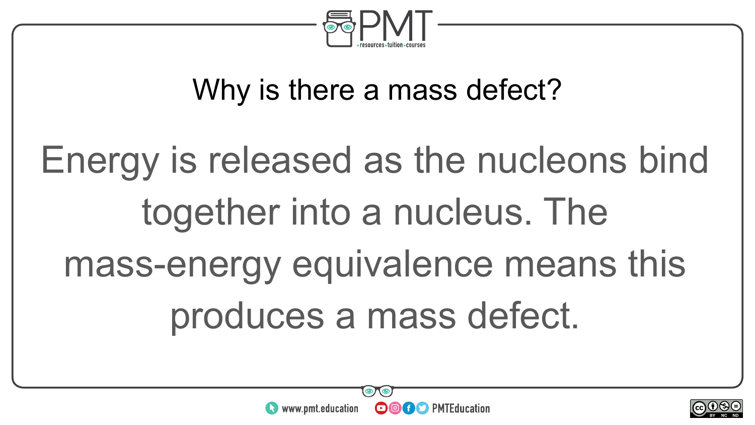## Why is there a mass defect?

Energy is released as the nucleons bind together into a nucleus. The mass-energy equivalence means this produces a mass defect.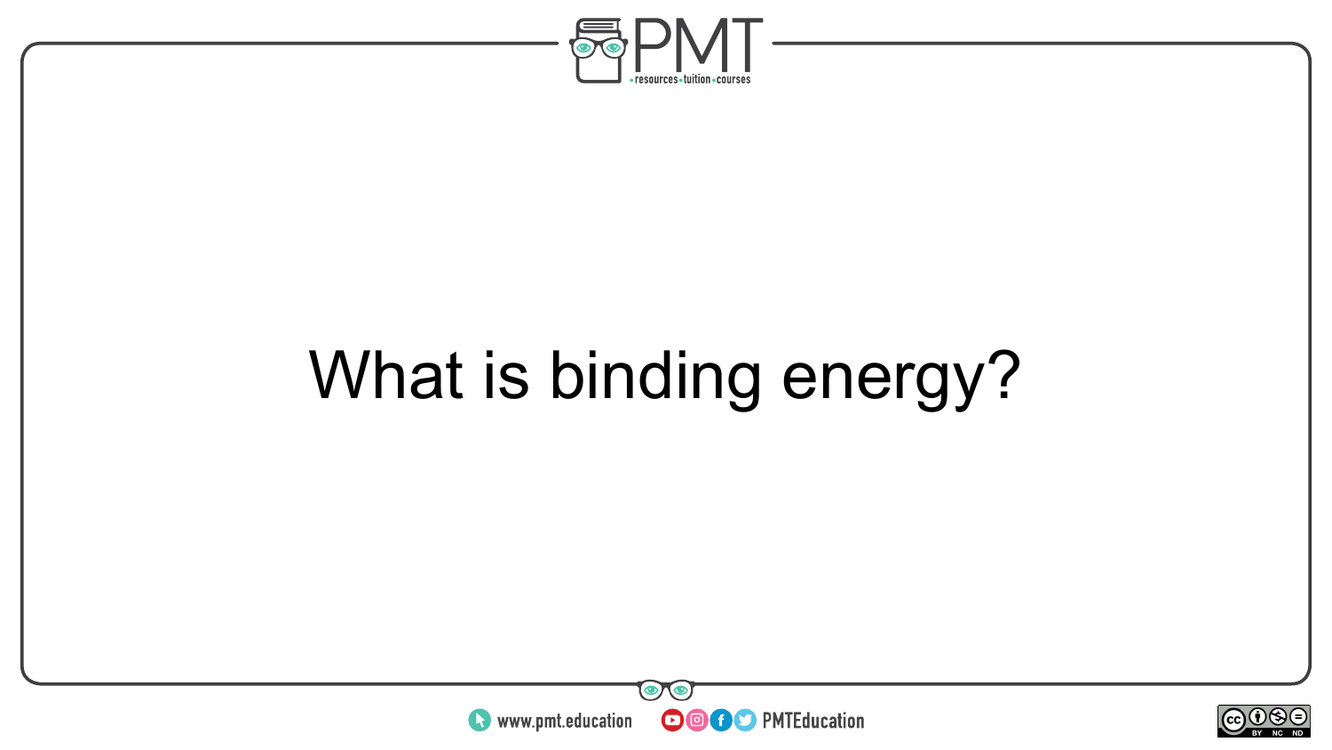What is binding energy?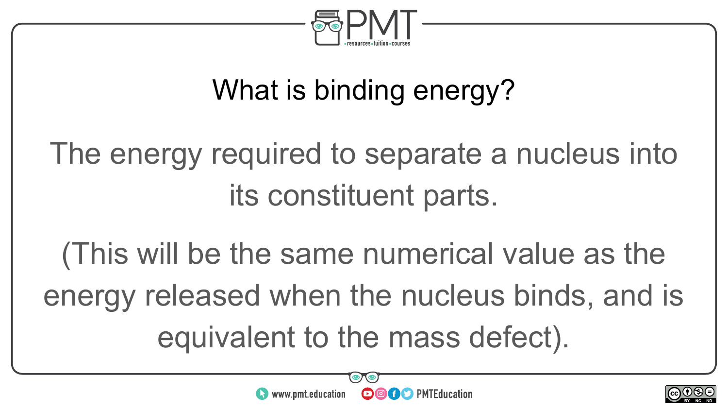## What is binding energy?

The energy required to separate a nucleus into its constituent parts.

(This will be the same numerical value as the energy released when the nucleus binds, and is equivalent to the mass defect).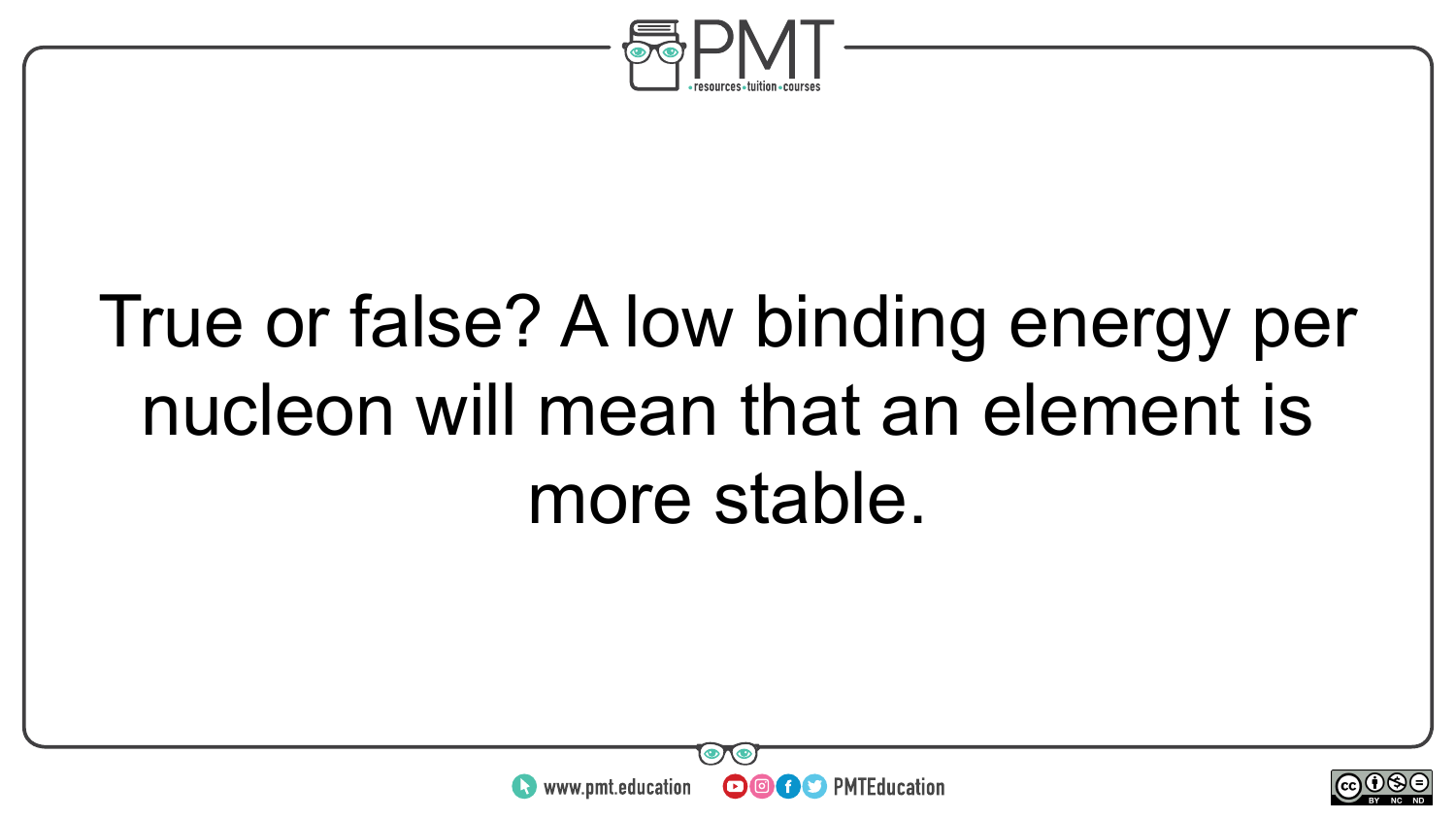True or false? A low binding energy per nucleon will mean that an element is more stable.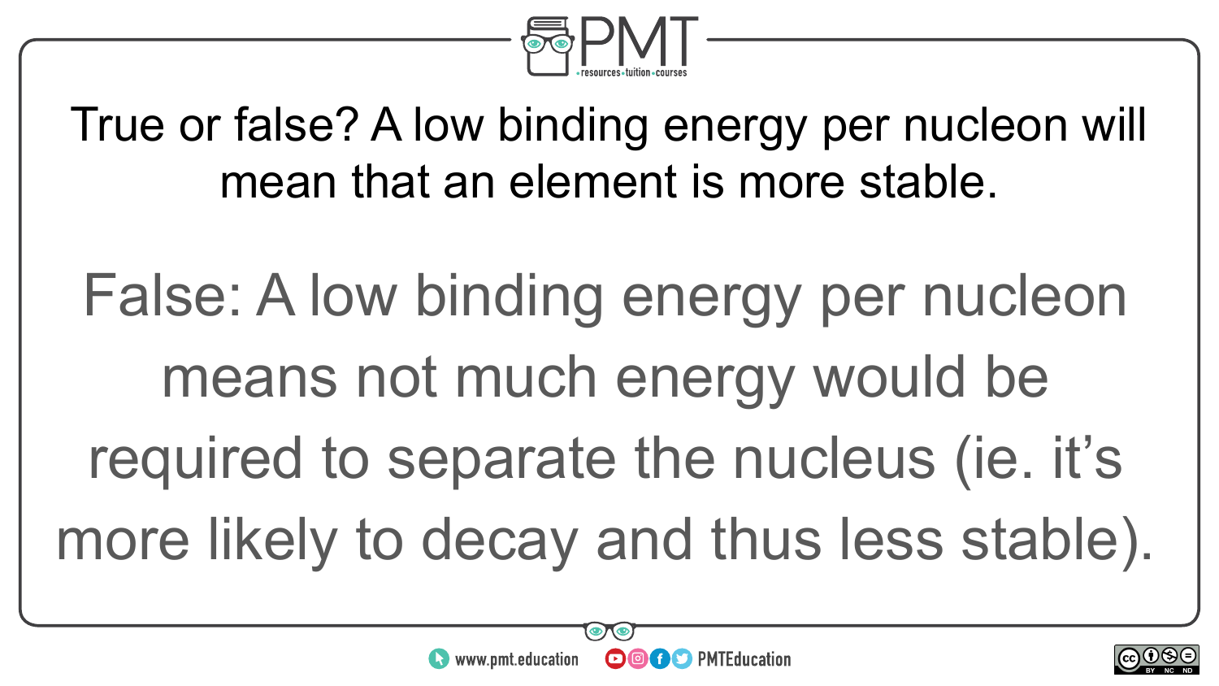True or false? A low binding energy per nucleon will mean that an element is more stable.

False: A low binding energy per nucleon means not much energy would be required to separate the nucleus (ie. it's more likely to decay and thus less stable).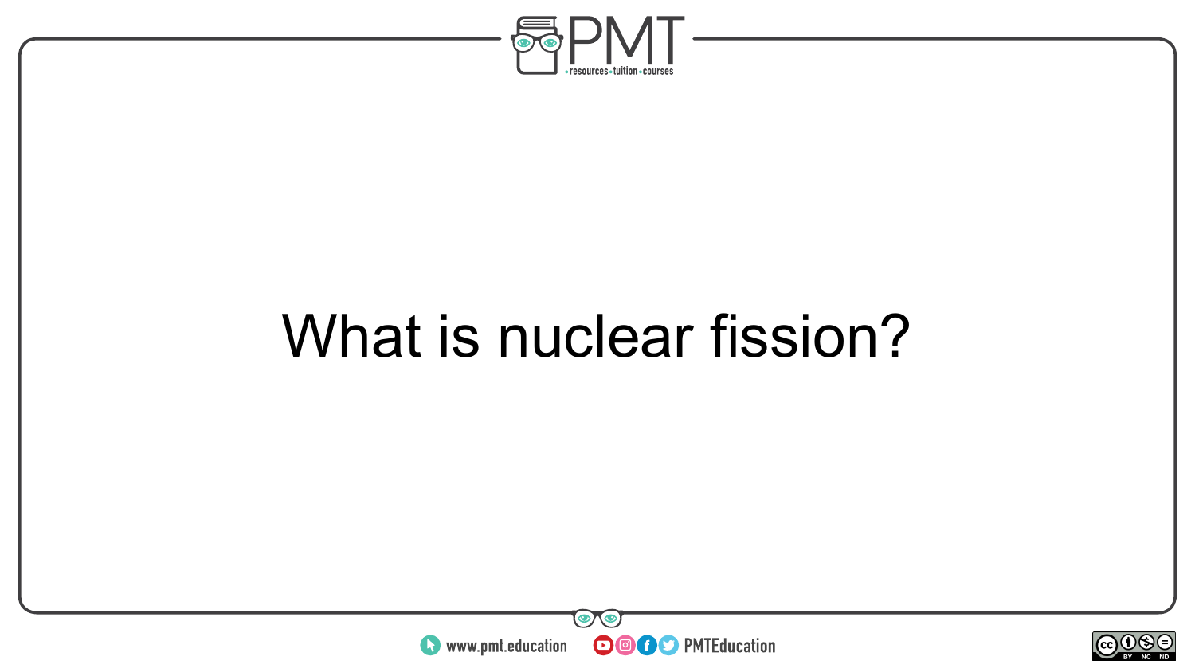What is nuclear fission?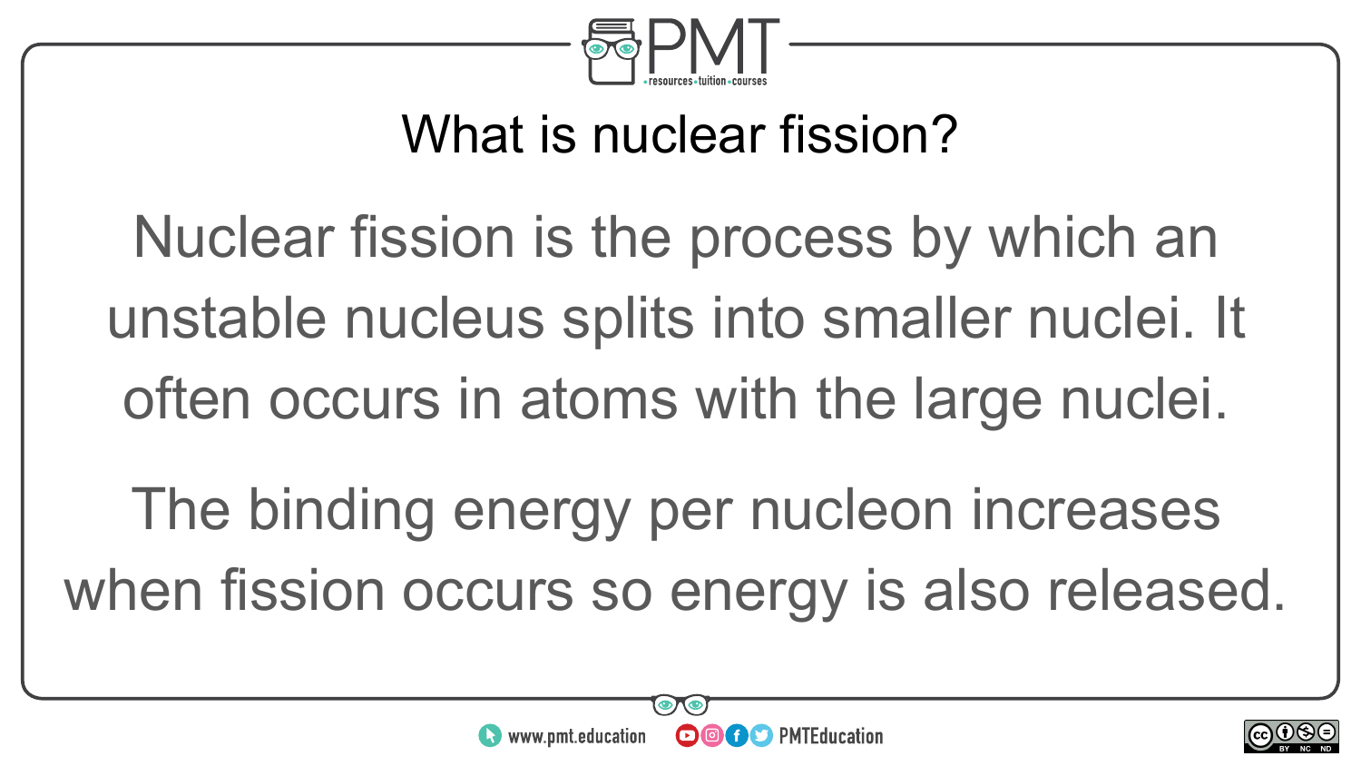## What is nuclear fission?

Nuclear fission is the process by which an unstable nucleus splits into smaller nuclei. It often occurs in atoms with the large nuclei.

The binding energy per nucleon increases when fission occurs so energy is also released.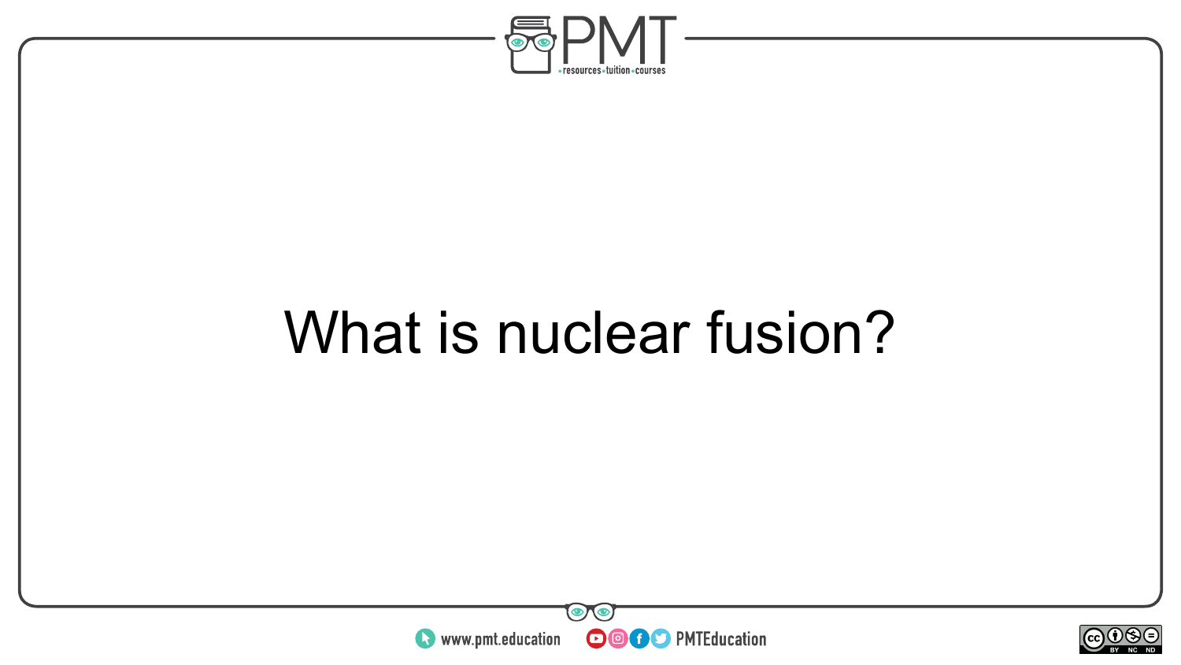What is nuclear fusion?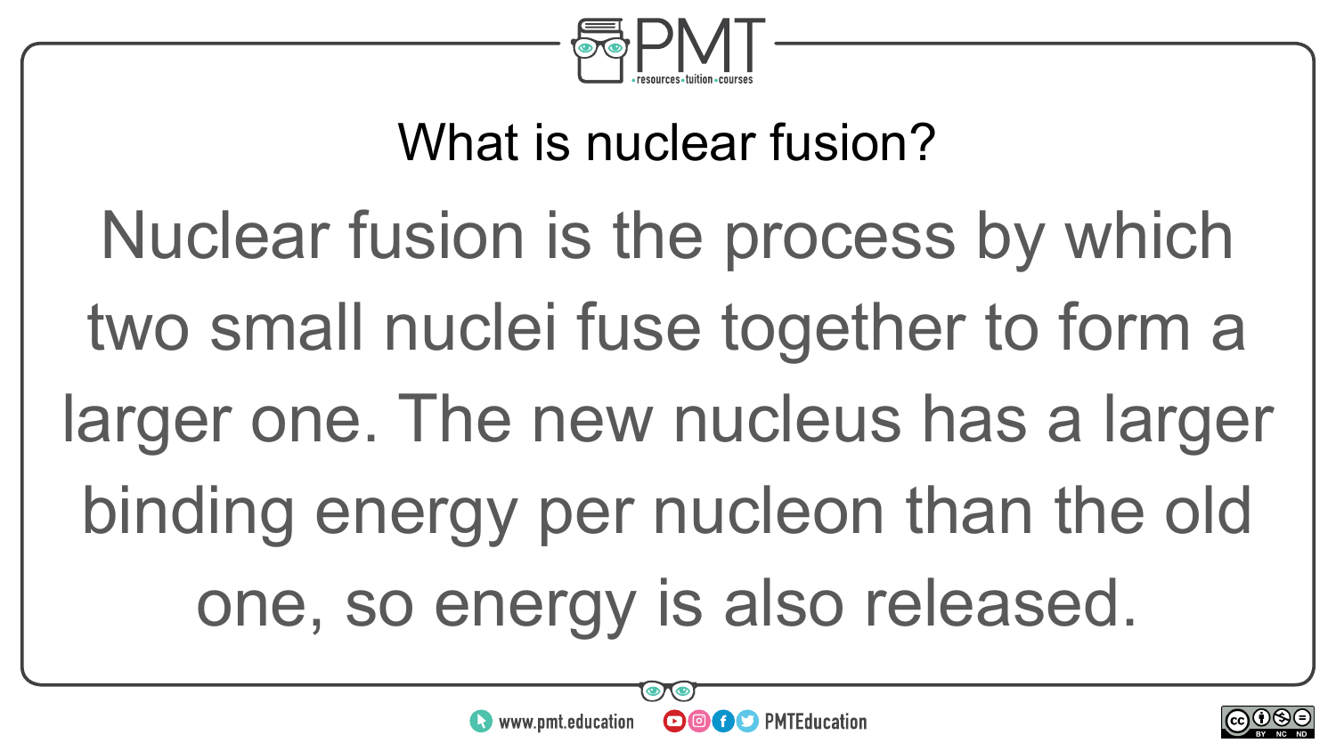## What is nuclear fusion?

Nuclear fusion is the process by which two small nuclei fuse together to form a larger one. The new nucleus has a larger binding energy per nucleon than the old one, so energy is also released.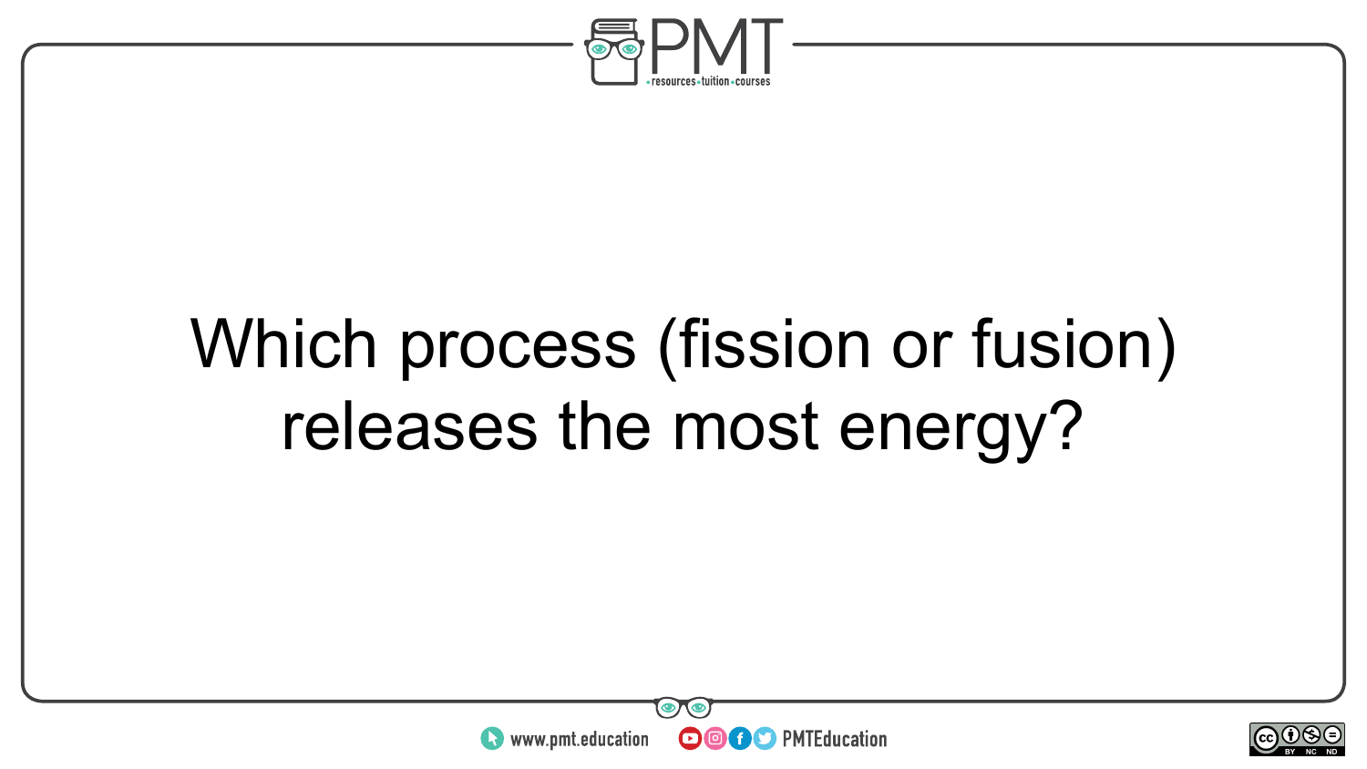Which process (fission or fusion) releases the most energy?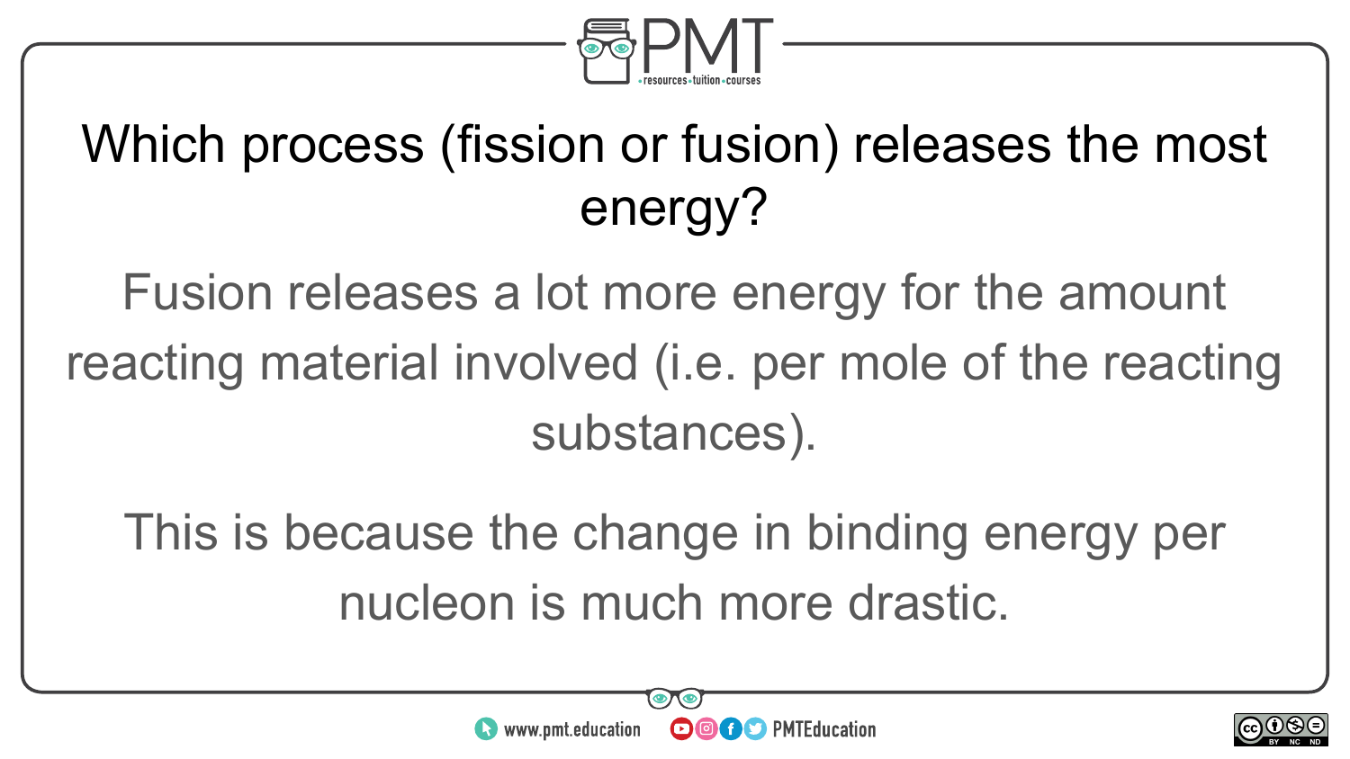## Which process (fission or fusion) releases the most energy?

Fusion releases a lot more energy for the amount reacting material involved (i.e. per mole of the reacting substances).

This is because the change in binding energy per nucleon is much more drastic.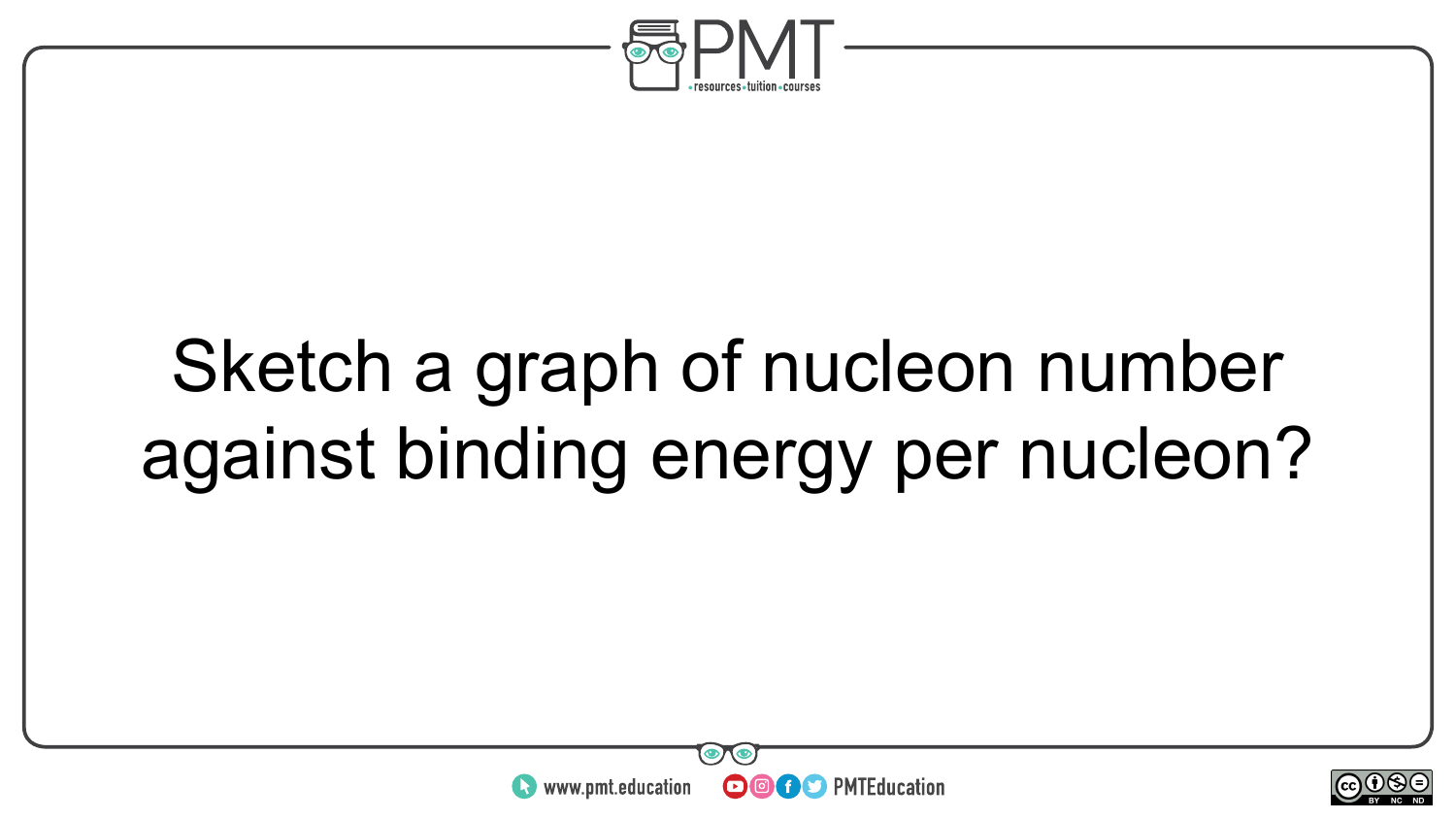Sketch a graph of nucleon number against binding energy per nucleon?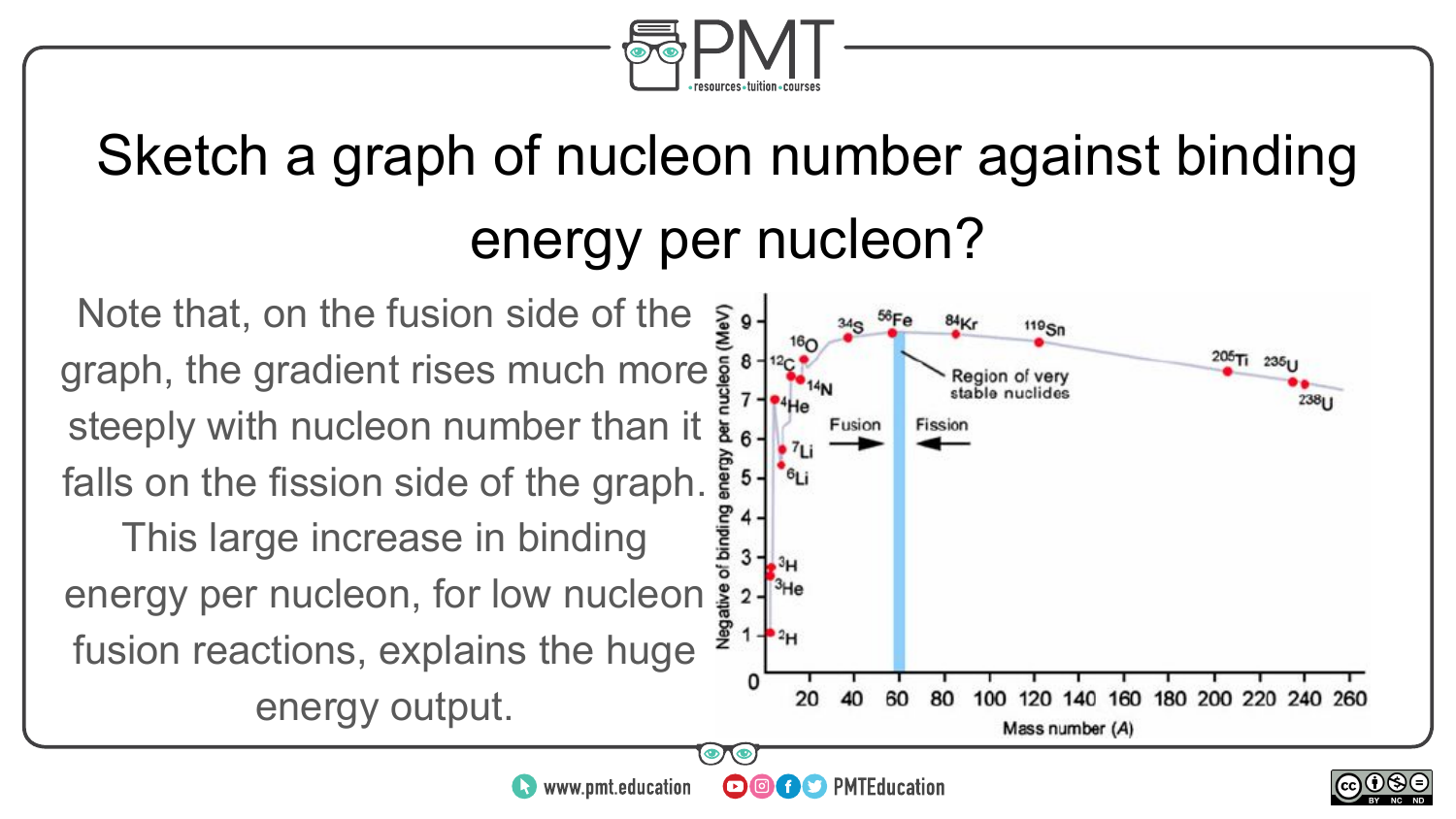# Sketch a graph of nucleon number against binding energy per nucleon?

Note that, on the fusion side of the graph, the gradient rises much more steeply with nucleon number than it falls on the fission side of the graph. This large increase in binding energy per nucleon, for low nucleon fusion reactions, explains the huge energy output.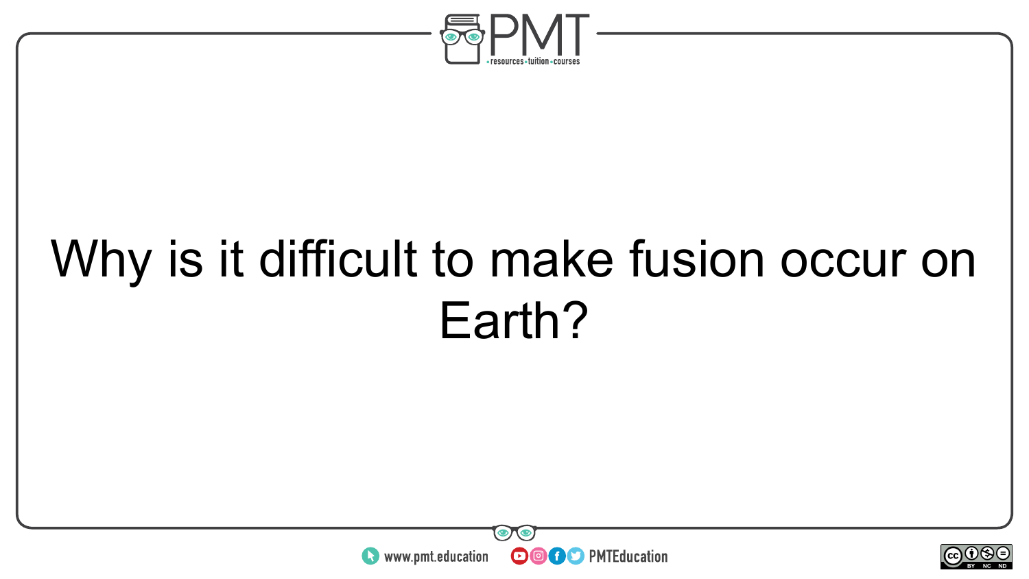Why is it difficult to make fusion occur on Earth?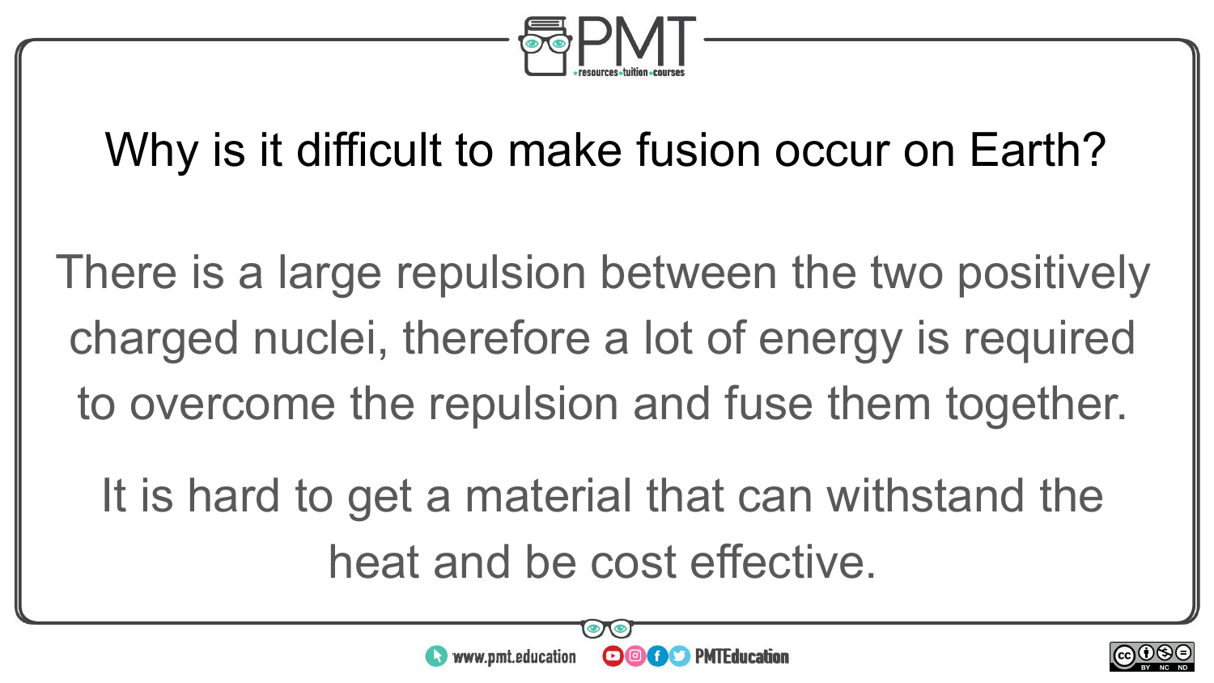## Why is it difficult to make fusion occur on Earth?

There is a large repulsion between the two positively charged nuclei, therefore a lot of energy is required to overcome the repulsion and fuse them together.

It is hard to get a material that can withstand the heat and be cost effective.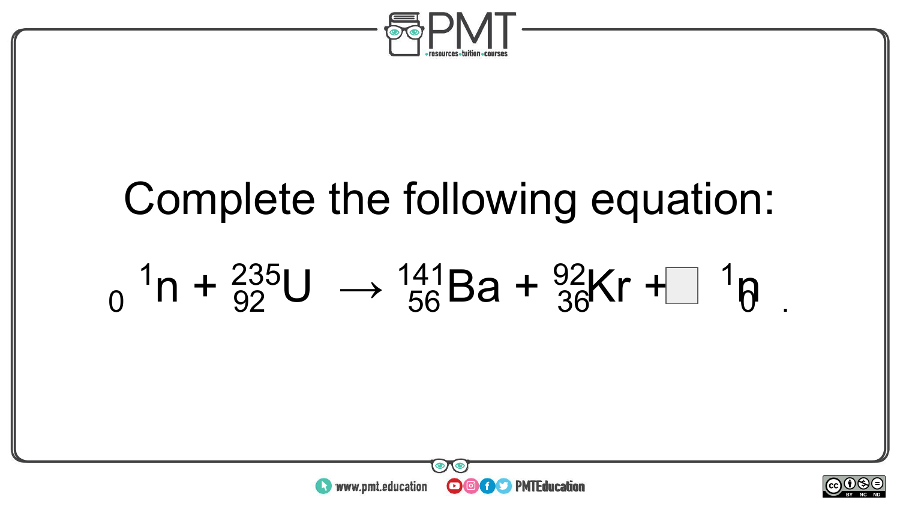Complete the following equation:

$$ {}_{0}^{1}n + {}_{92}^{235}U \rightarrow {}_{56}^{141}Ba + {}_{36}^{92}Kr + \square \; {}_{0}^{1}n $$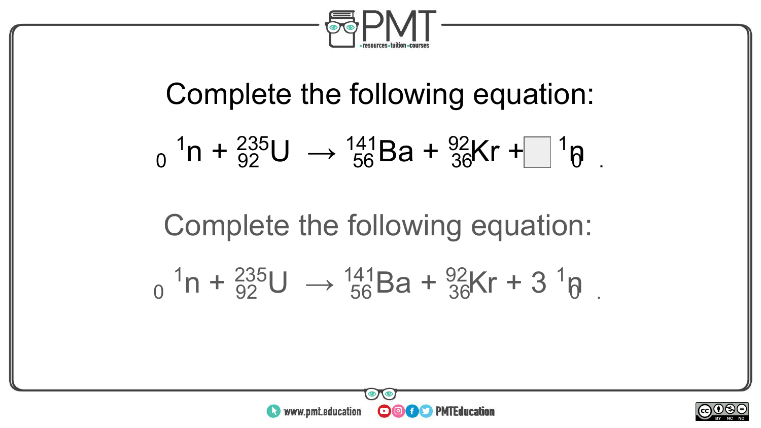Complete the following equation:

$${}^{1}_{0}n + {}^{235}_{92}U \rightarrow {}^{141}_{56}Ba + {}^{92}_{36}Kr + \square\ {}^{1}_{0}n$$

Complete the following equation:

$${}^{1}_{0}n + {}^{235}_{92}U \rightarrow {}^{141}_{56}Ba + {}^{92}_{36}Kr + 3\ {}^{1}_{0}n$$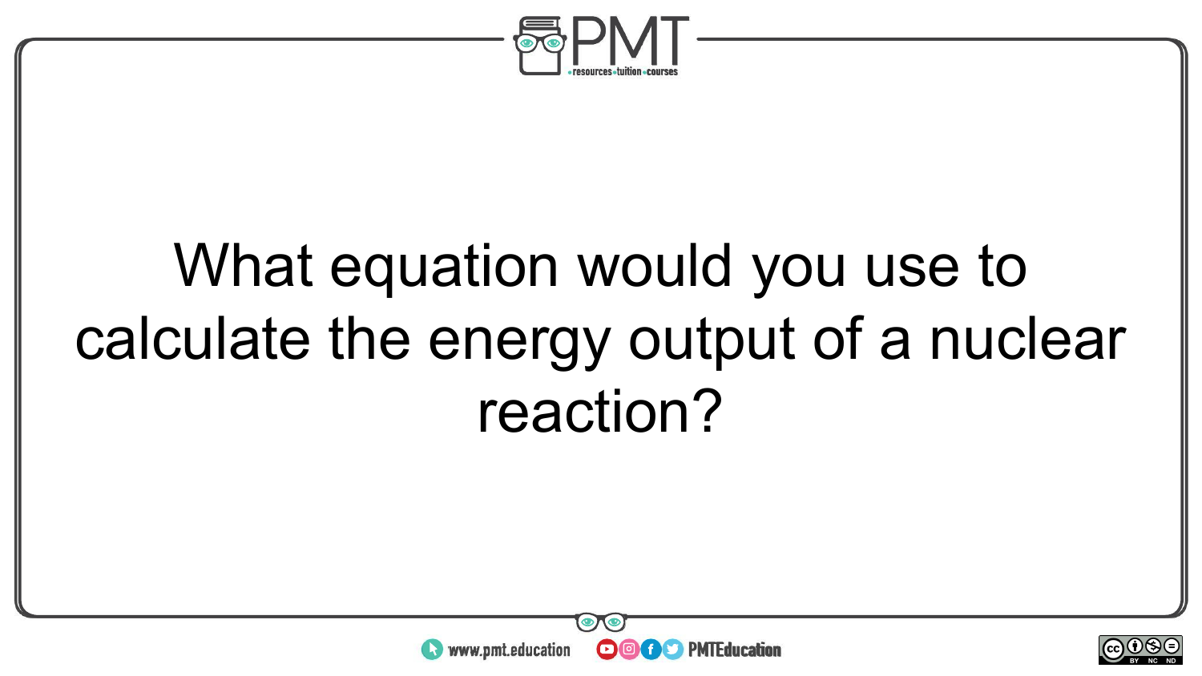What equation would you use to calculate the energy output of a nuclear reaction?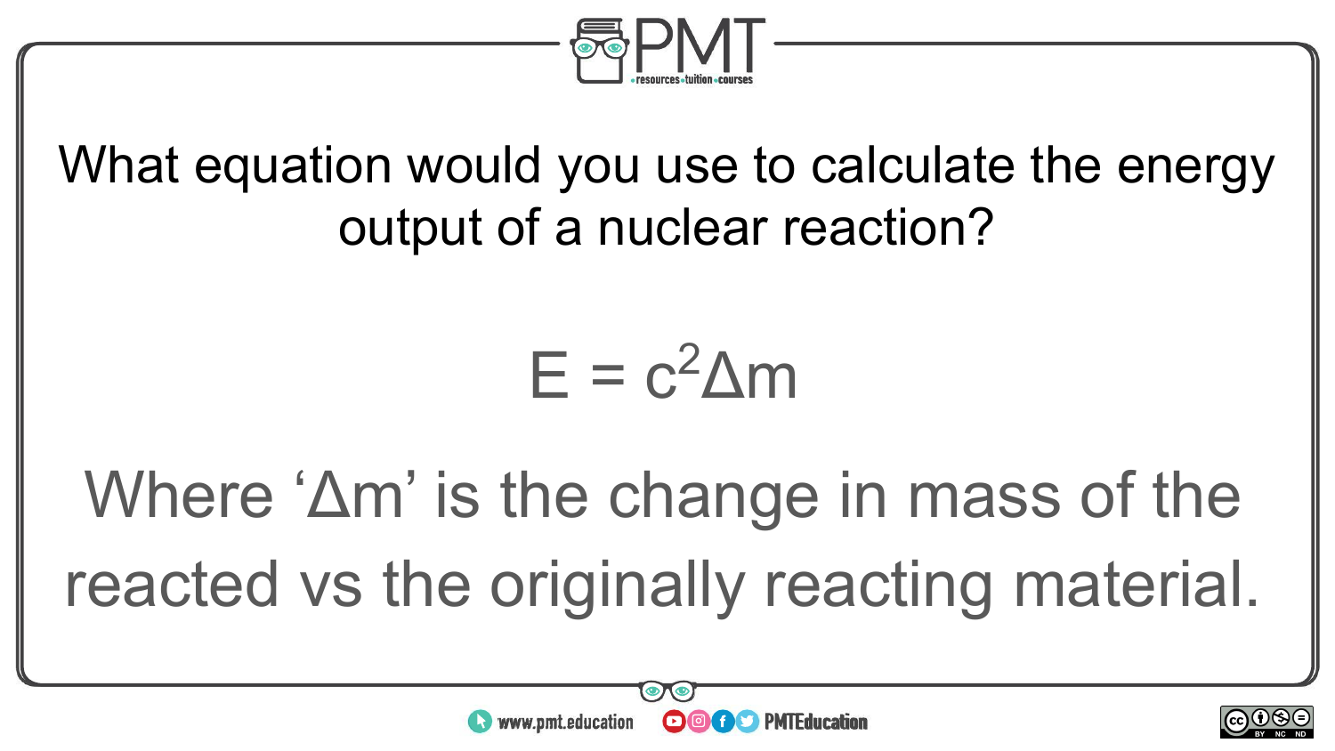What equation would you use to calculate the energy output of a nuclear reaction?

$$E = c^2\Delta m$$

Where '$\Delta m$' is the change in mass of the reacted vs the originally reacting material.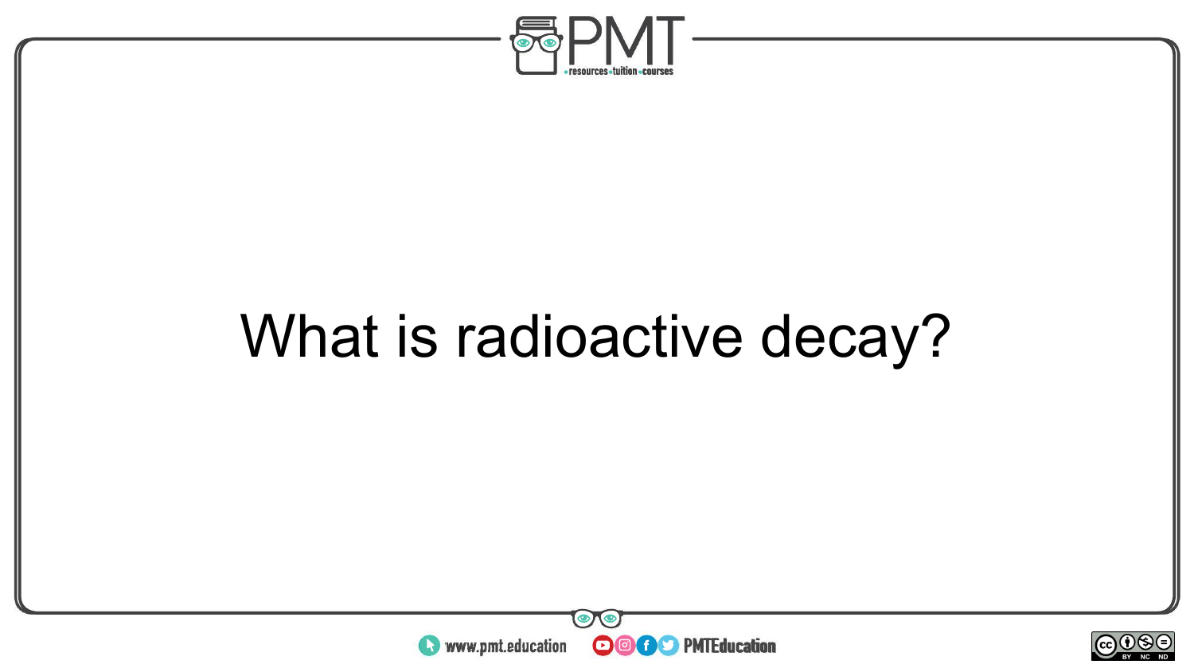What is radioactive decay?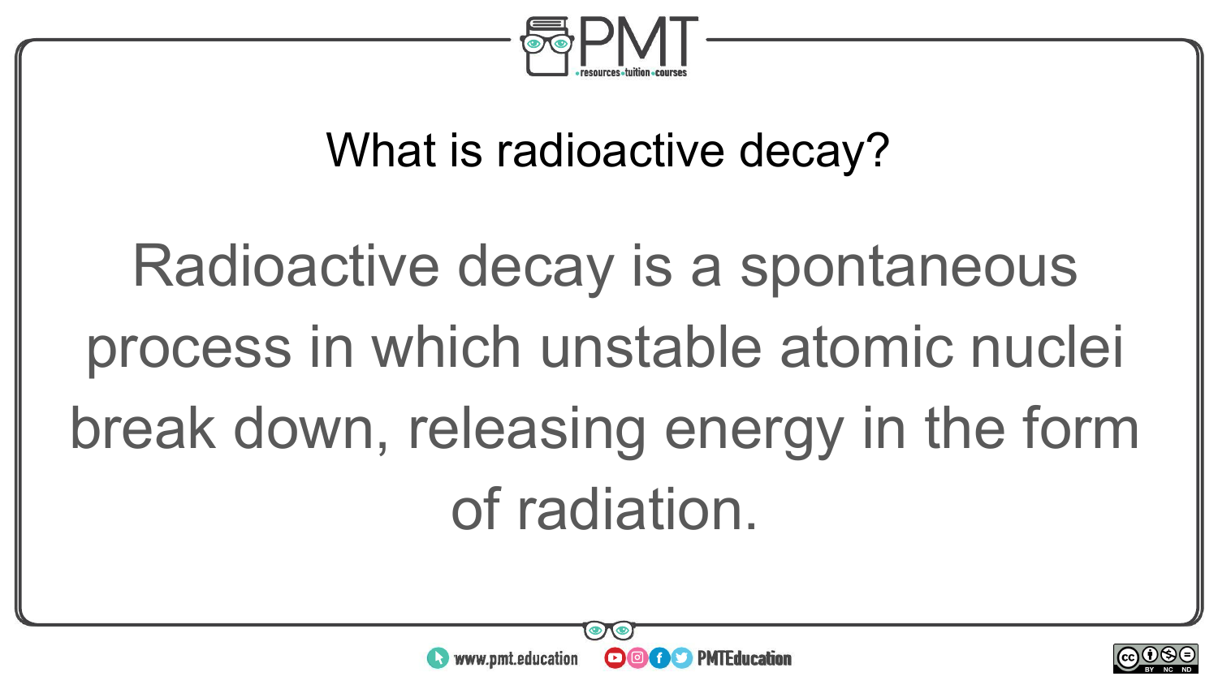What is radioactive decay?

Radioactive decay is a spontaneous process in which unstable atomic nuclei break down, releasing energy in the form of radiation.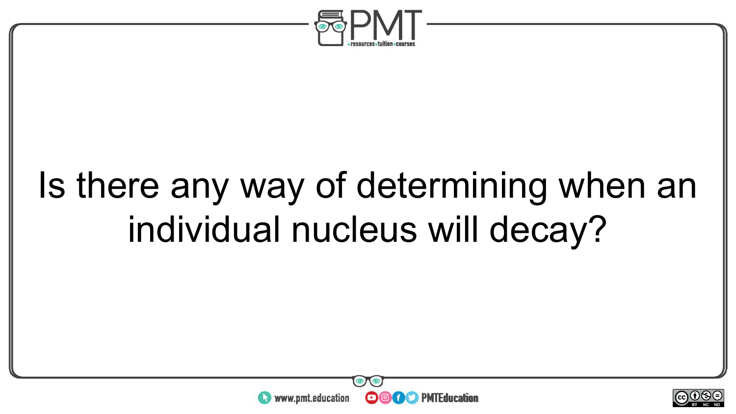Is there any way of determining when an individual nucleus will decay?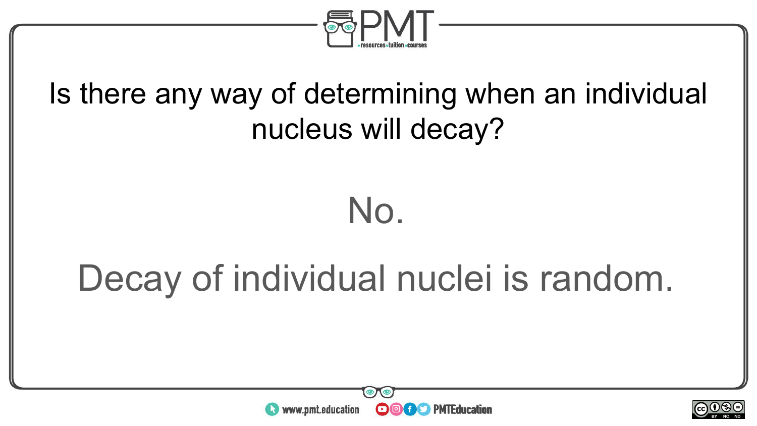Is there any way of determining when an individual nucleus will decay?

No.

Decay of individual nuclei is random.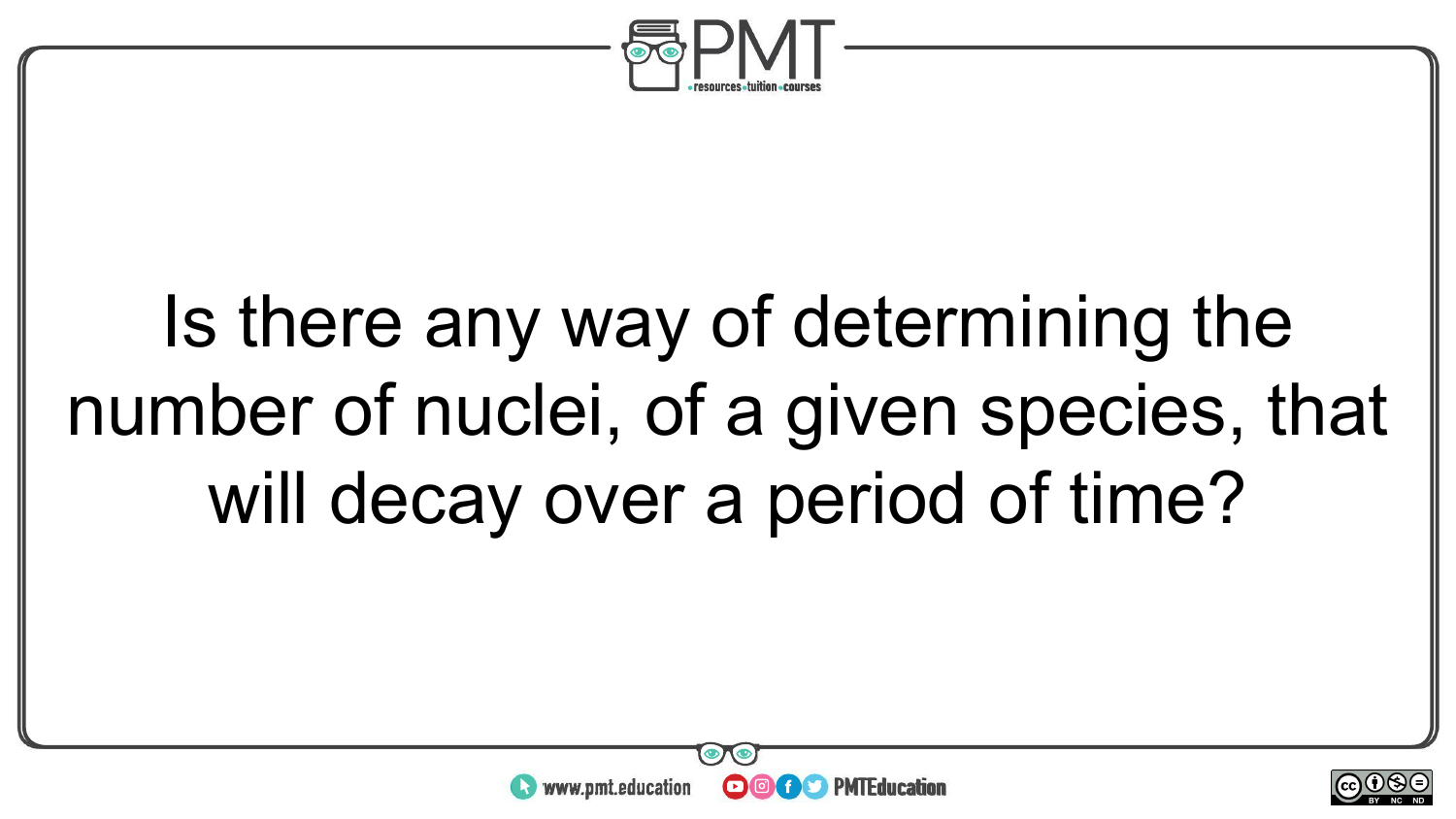Is there any way of determining the number of nuclei, of a given species, that will decay over a period of time?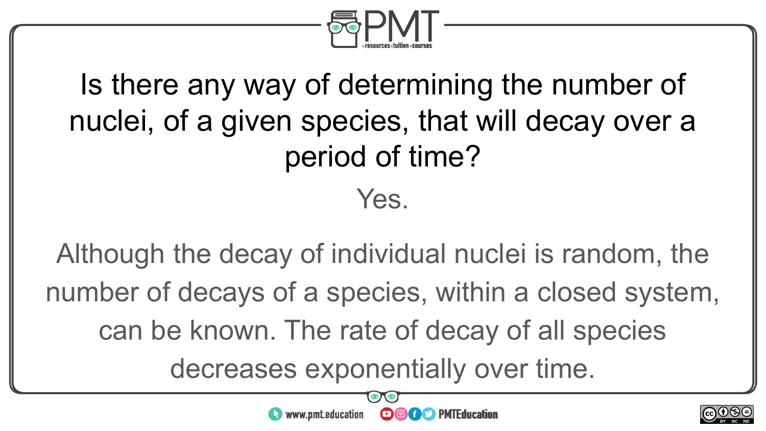Is there any way of determining the number of nuclei, of a given species, that will decay over a period of time?

Yes.

Although the decay of individual nuclei is random, the number of decays of a species, within a closed system, can be known. The rate of decay of all species decreases exponentially over time.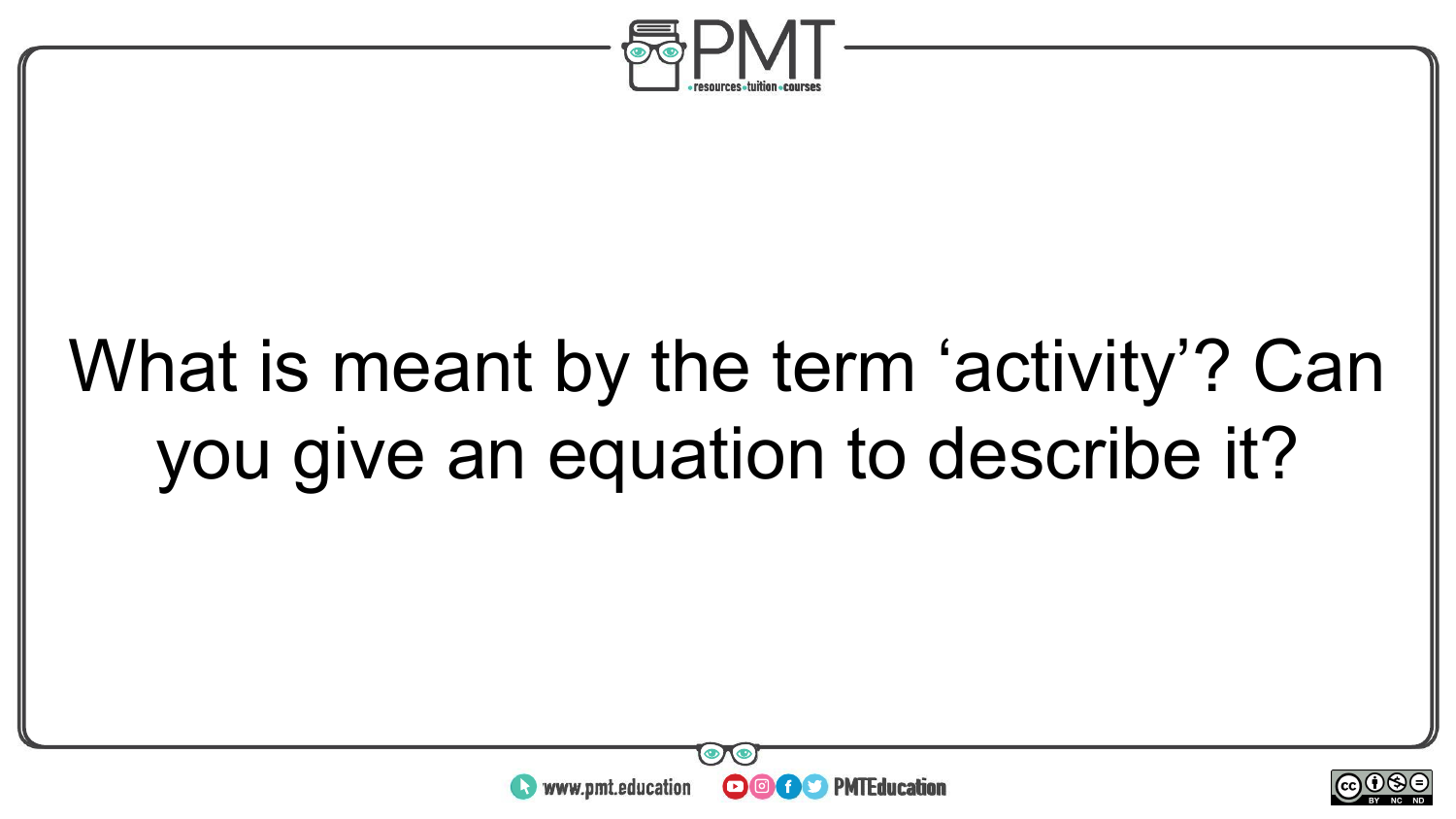What is meant by the term ‘activity’? Can you give an equation to describe it?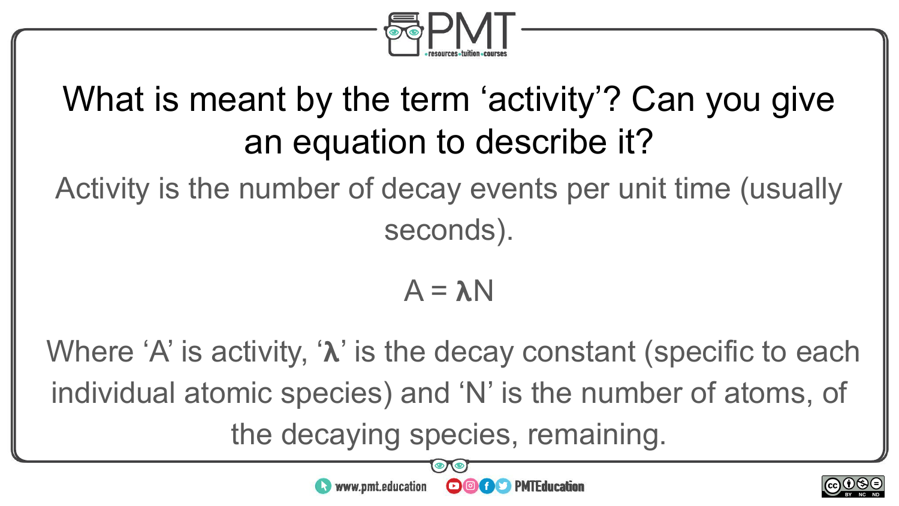## What is meant by the term 'activity'? Can you give an equation to describe it?

Activity is the number of decay events per unit time (usually seconds).

$$A = \lambda N$$

Where 'A' is activity, '$\lambda$' is the decay constant (specific to each individual atomic species) and 'N' is the number of atoms, of the decaying species, remaining.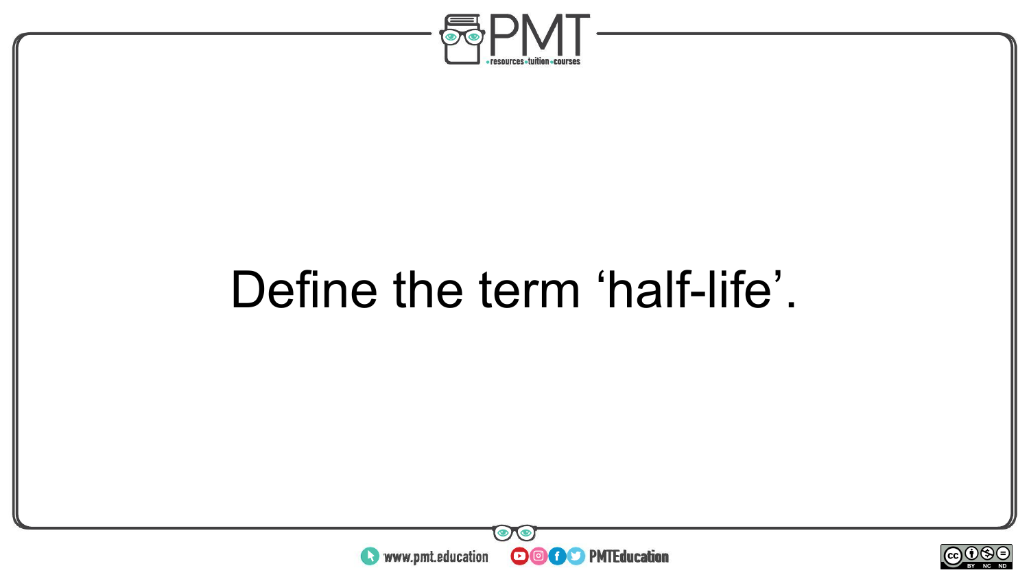Define the term ‘half-life’.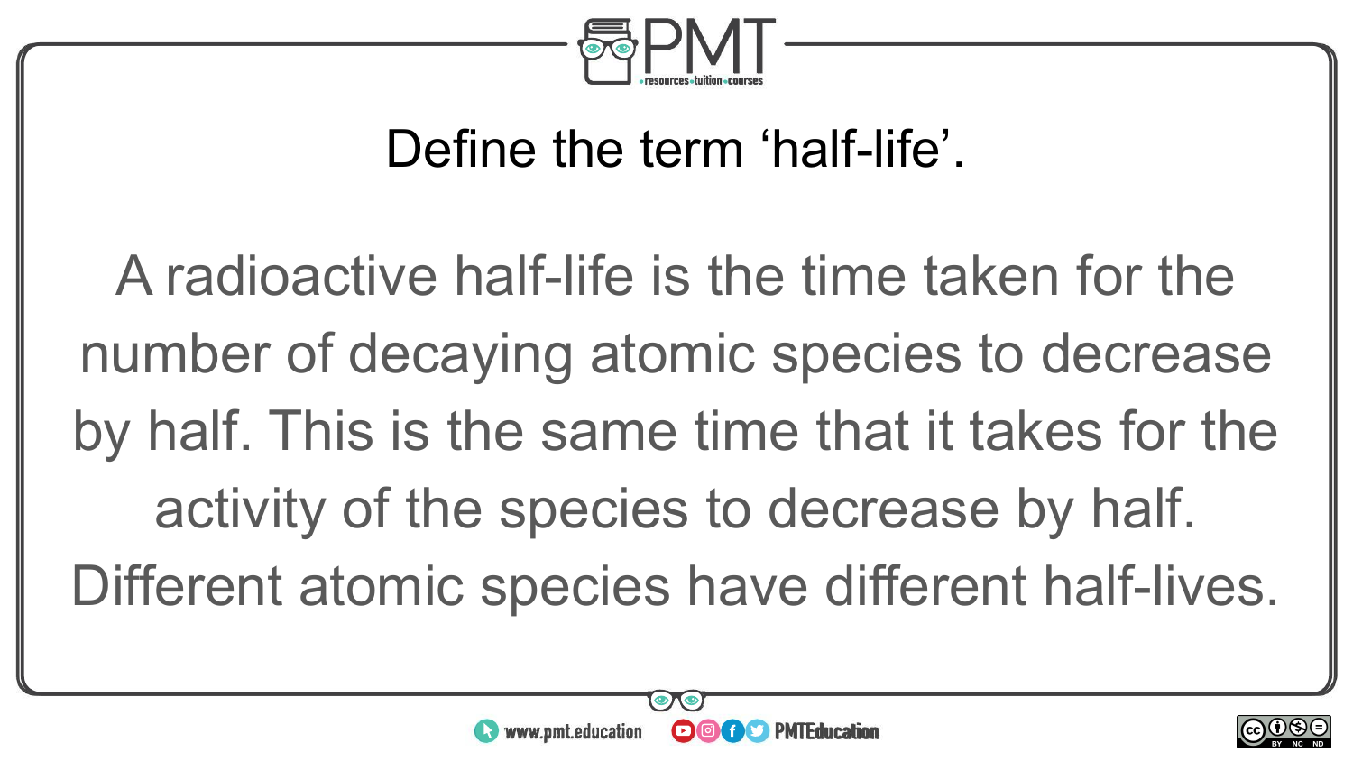## Define the term ‘half-life’.

A radioactive half-life is the time taken for the number of decaying atomic species to decrease by half. This is the same time that it takes for the activity of the species to decrease by half. Different atomic species have different half-lives.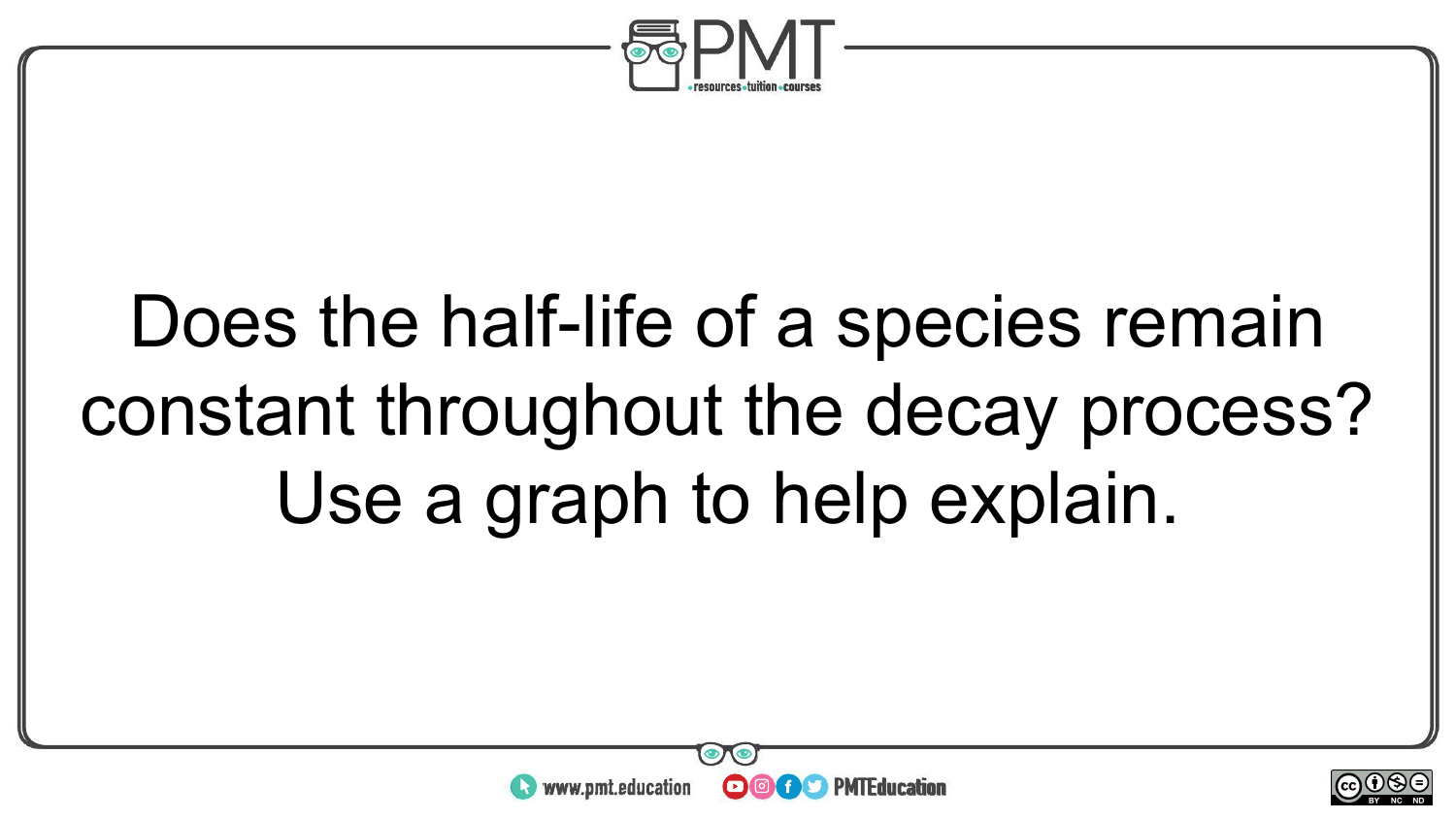Does the half-life of a species remain constant throughout the decay process? Use a graph to help explain.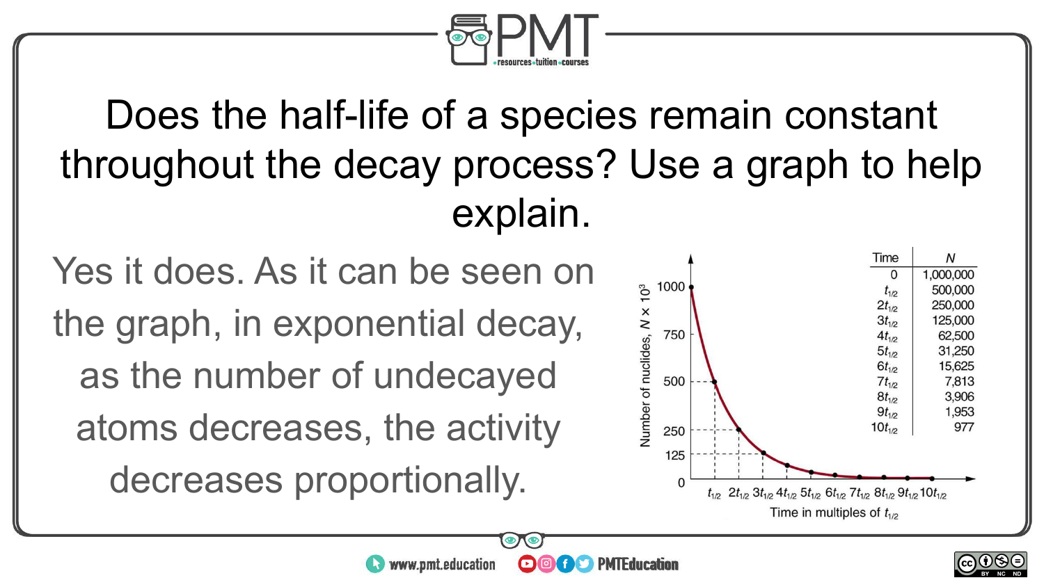# Does the half-life of a species remain constant throughout the decay process? Use a graph to help explain.

Yes it does. As it can be seen on the graph, in exponential decay, as the number of undecayed atoms decreases, the activity decreases proportionally.

| Time | $N$ |
|---|---|
| 0 | 1,000,000 |
| $t_{1/2}$ | 500,000 |
| $2t_{1/2}$ | 250,000 |
| $3t_{1/2}$ | 125,000 |
| $4t_{1/2}$ | 62,500 |
| $5t_{1/2}$ | 31,250 |
| $6t_{1/2}$ | 15,625 |
| $7t_{1/2}$ | 7,813 |
| $8t_{1/2}$ | 3,906 |
| $9t_{1/2}$ | 1,953 |
| $10t_{1/2}$ | 977 |

Number of nuclides, $N \times 10^3$

Time in multiples of $t_{1/2}$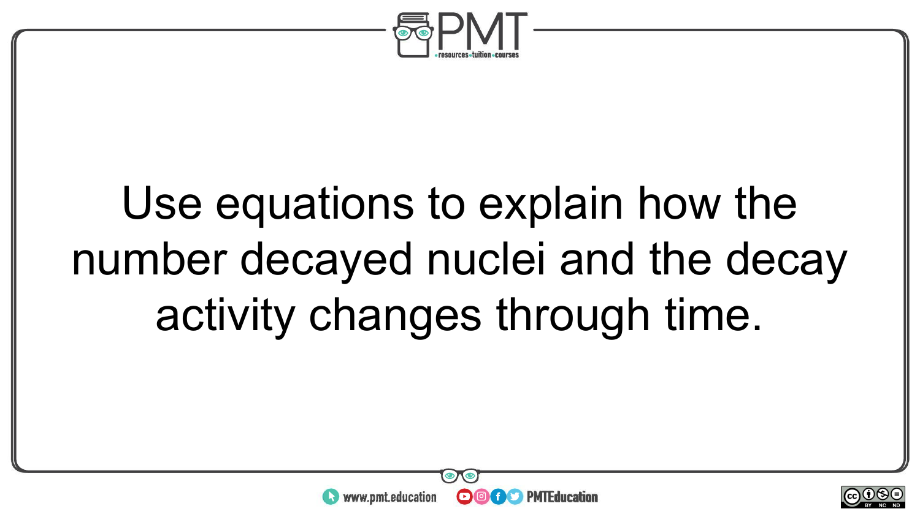Use equations to explain how the number decayed nuclei and the decay activity changes through time.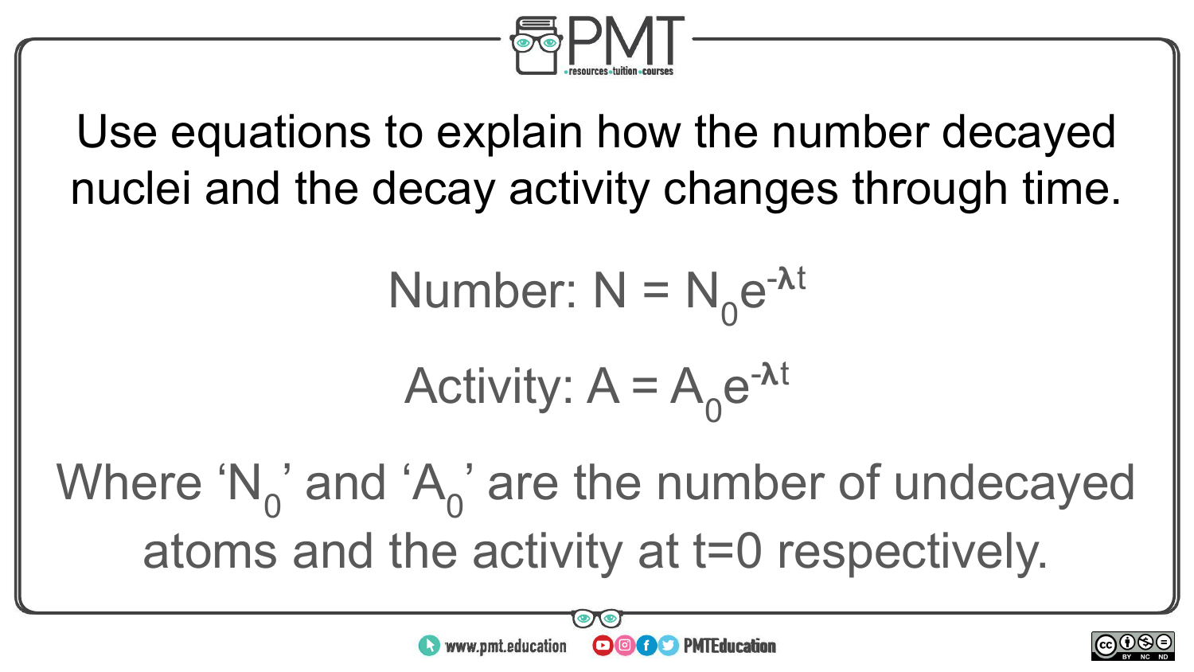Use equations to explain how the number decayed nuclei and the decay activity changes through time.

Number: $N = N_0 e^{-\lambda t}$

Activity: $A = A_0 e^{-\lambda t}$

Where '$N_0$' and '$A_0$' are the number of undecayed atoms and the activity at $t=0$ respectively.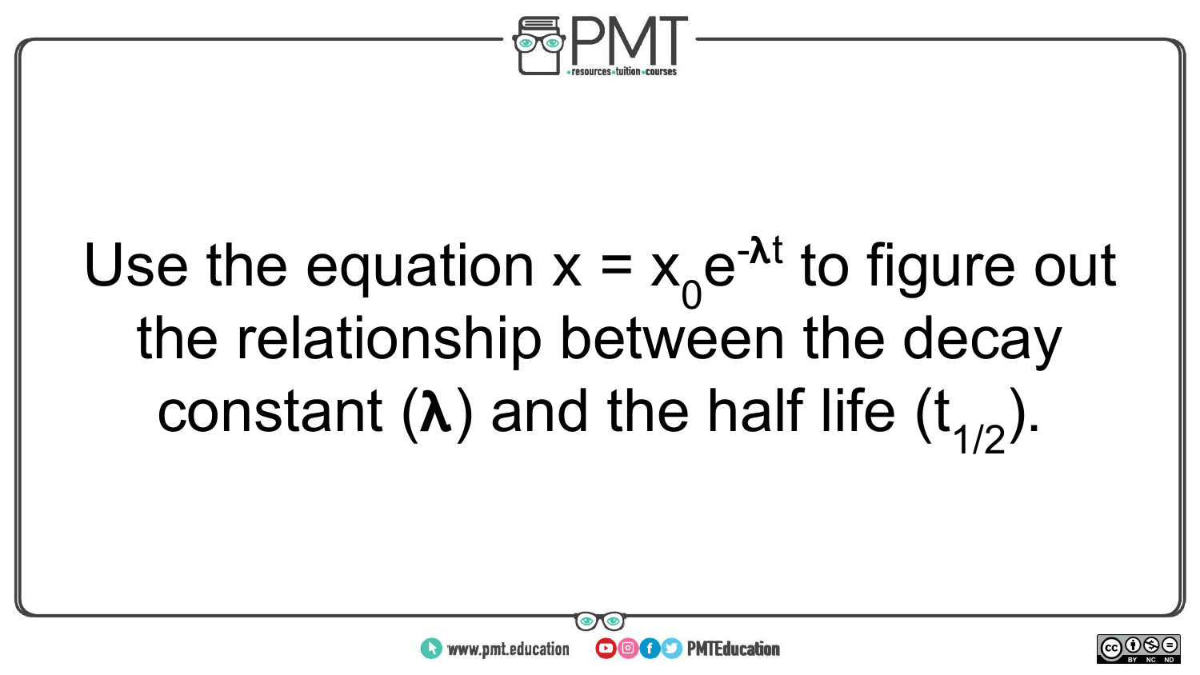Use the equation $x = x_0e^{-\lambda t}$ to figure out the relationship between the decay constant (**$\lambda$**) and the half life ($t_{1/2}$).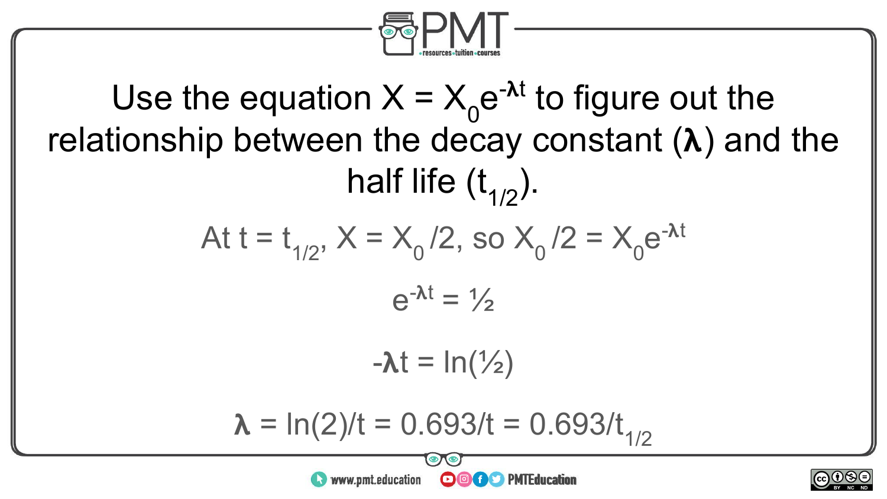Use the equation $X = X_0e^{-\lambda t}$ to figure out the relationship between the decay constant (**$\lambda$**) and the half life ($t_{1/2}$).

At $t = t_{1/2}$, $X = X_0/2$, so $X_0/2 = X_0e^{-\lambda t}$

$$e^{-\lambda t} = ½$$

$$-\lambda t = \ln(½)$$

$$\lambda = \ln(2)/t = 0.693/t = 0.693/t_{1/2}$$